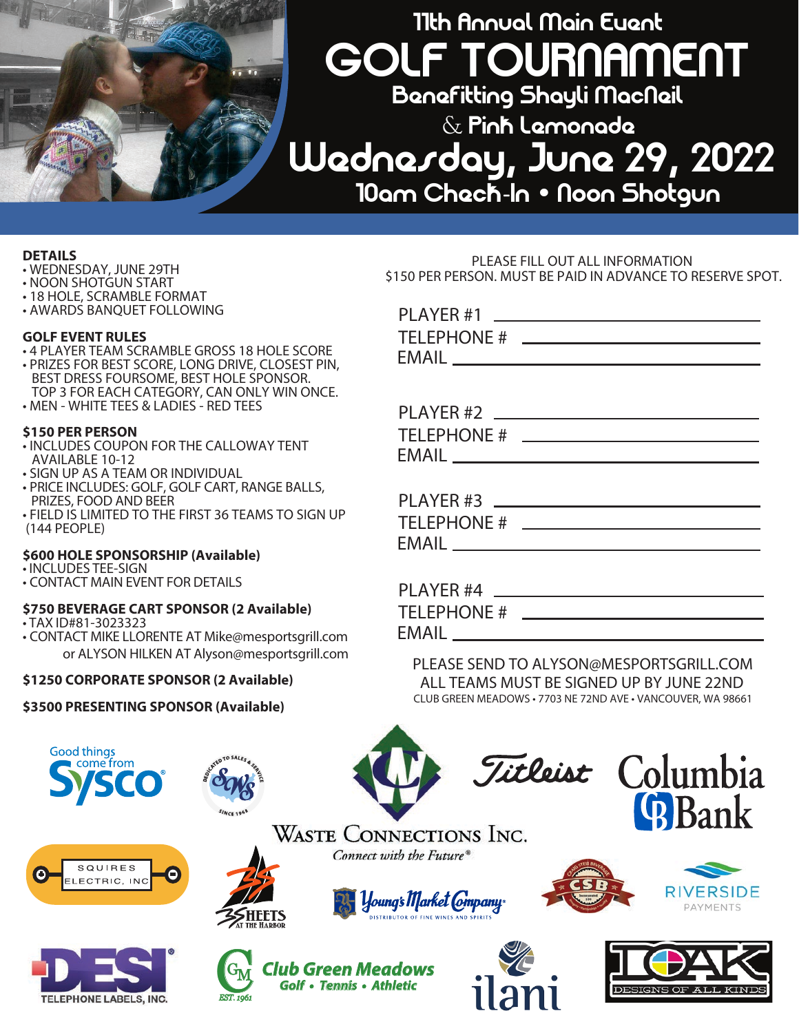# 11th Annual Main Event

# GOLF TOURNAMENT

## Benefitting Shayli MacNeil & Pink Lemonade

## Wednesday, June 29, 2022

### 10am Check-In • Noon Shotgun

**DETAILS**
- WEDNESDAY, JUNE 29TH
- NOON SHOTGUN START
- 18 HOLE, SCRAMBLE FORMAT
- AWARDS BANQUET FOLLOWING

**GOLF EVENT RULES**
- 4 PLAYER TEAM SCRAMBLE GROSS 18 HOLE SCORE
- PRIZES FOR BEST SCORE, LONG DRIVE, CLOSEST PIN, BEST DRESS FOURSOME, BEST HOLE SPONSOR. TOP 3 FOR EACH CATEGORY, CAN ONLY WIN ONCE.
- MEN - WHITE TEES & LADIES - RED TEES

**$150 PER PERSON**
- INCLUDES COUPON FOR THE CALLOWAY TENT AVAILABLE 10-12
- SIGN UP AS A TEAM OR INDIVIDUAL
- PRICE INCLUDES: GOLF, GOLF CART, RANGE BALLS, PRIZES, FOOD AND BEER
- FIELD IS LIMITED TO THE FIRST 36 TEAMS TO SIGN UP (144 PEOPLE)

**$600 HOLE SPONSORSHIP (Available)**
- INCLUDES TEE-SIGN
- CONTACT MAIN EVENT FOR DETAILS

**$750 BEVERAGE CART SPONSOR (2 Available)**
- TAX ID#81-3023323
- CONTACT MIKE LLORENTE AT Mike@mesportsgrill.com or ALYSON HILKEN AT Alyson@mesportsgrill.com

**$1250 CORPORATE SPONSOR (2 Available)**

**$3500 PRESENTING SPONSOR (Available)**

PLEASE FILL OUT ALL INFORMATION
$150 PER PERSON. MUST BE PAID IN ADVANCE TO RESERVE SPOT.

PLAYER #1 ____________________
TELEPHONE # ____________________
EMAIL ____________________

PLAYER #2 ____________________
TELEPHONE # ____________________
EMAIL ____________________

PLAYER #3 ____________________
TELEPHONE # ____________________
EMAIL ____________________

PLAYER #4 ____________________
TELEPHONE # ____________________
EMAIL ____________________

PLEASE SEND TO ALYSON@MESPORTSGRILL.COM
ALL TEAMS MUST BE SIGNED UP BY JUNE 22ND
CLUB GREEN MEADOWS • 7703 NE 72ND AVE • VANCOUVER, WA 98661

Good things come from Sysco
SWS Dedicated to Sales & Service Since 1968
Waste Connections Inc. Connect with the Future®
Titleist
Columbia Bank
Squires Electric, Inc
3 Sheets at the Harbor
Young's Market Company — Distributor of Fine Wines and Spirits
CSB
Riverside Payments
DESI Telephone Labels, Inc.
Club Green Meadows — Golf • Tennis • Athletic — Est. 1961
ilani
DOAK Designs of All Kinds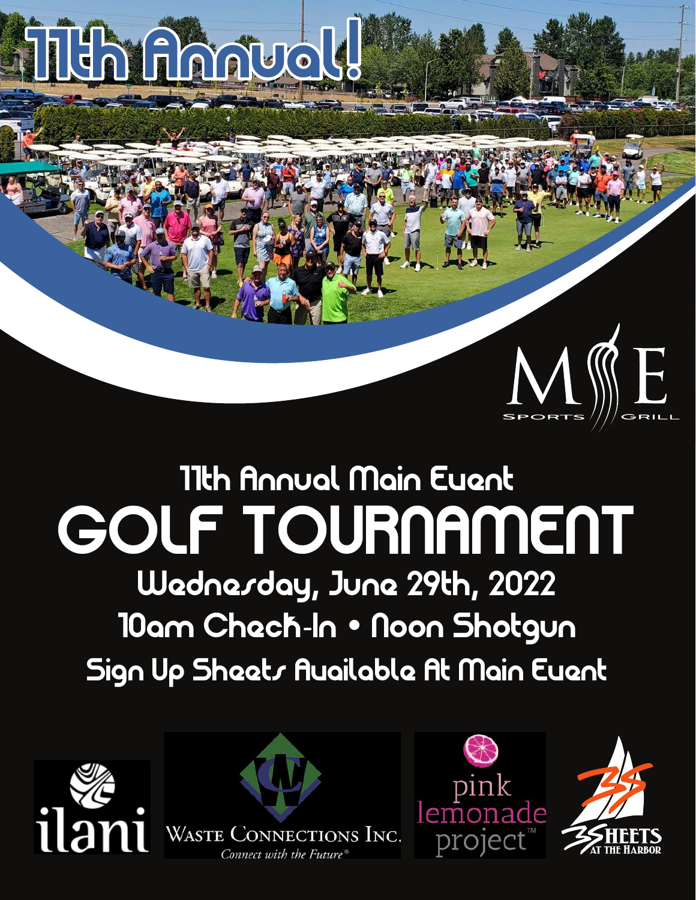# 11th Annual!

MAIN EVENT SPORTS GRILL

## 11th Annual Main Event

# GOLF TOURNAMENT

## Wednesday, June 29th, 2022

## 10am Check-In • Noon Shotgun

## Sign Up Sheets Available At Main Event

ilani

Waste Connections Inc.
*Connect with the Future®*

pink lemonade project™

3 Sheets at the Harbor